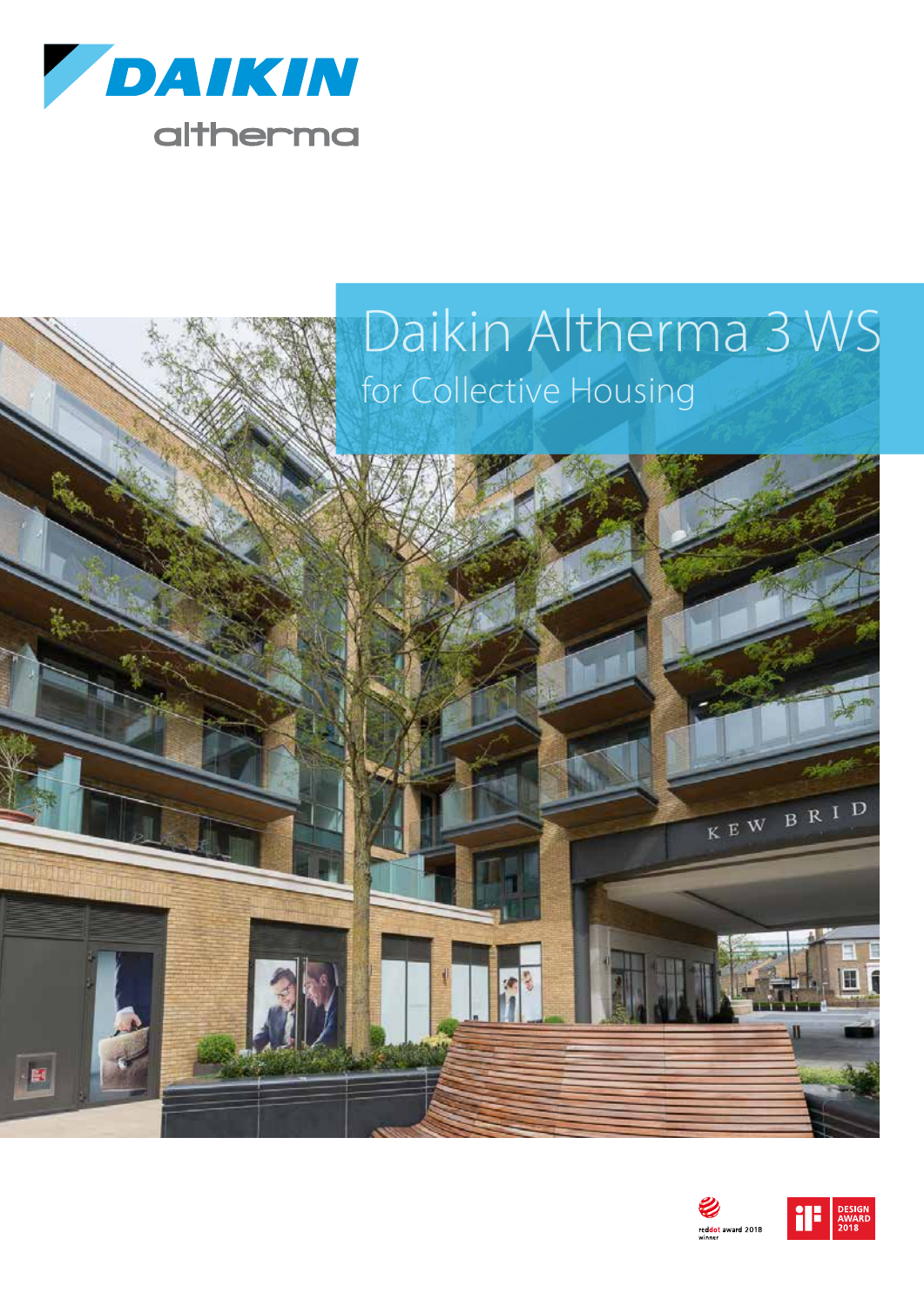DAIKIN

altherma

# Daikin Altherma 3 WS

## for Collective Housing

reddot award 2018 winner

iF DESIGN AWARD 2018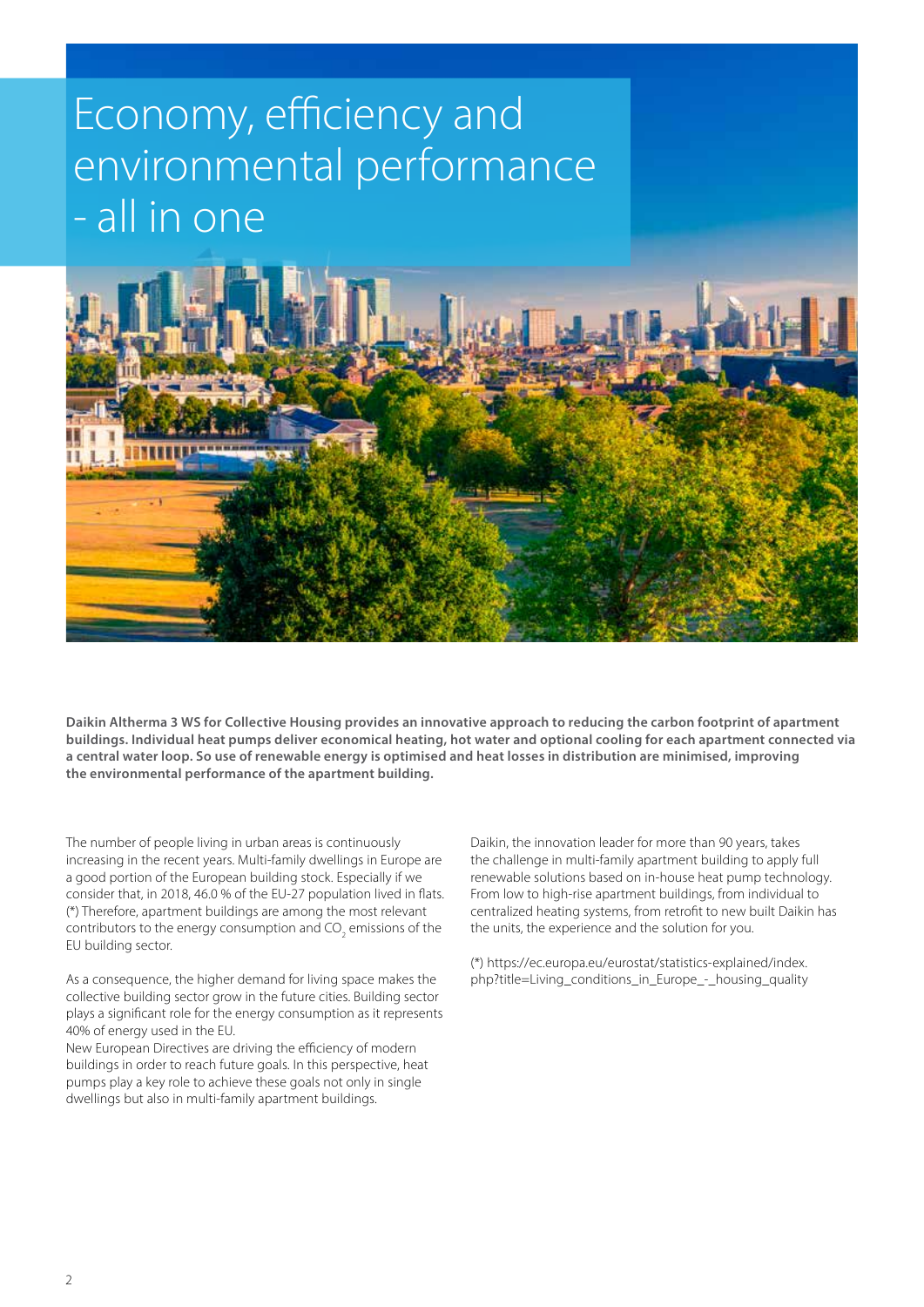# Economy, efficiency and environmental performance - all in one

**Daikin Altherma 3 WS for Collective Housing provides an innovative approach to reducing the carbon footprint of apartment buildings. Individual heat pumps deliver economical heating, hot water and optional cooling for each apartment connected via a central water loop. So use of renewable energy is optimised and heat losses in distribution are minimised, improving the environmental performance of the apartment building.**

The number of people living in urban areas is continuously increasing in the recent years. Multi-family dwellings in Europe are a good portion of the European building stock. Especially if we consider that, in 2018, 46.0 % of the EU-27 population lived in flats. (*) Therefore, apartment buildings are among the most relevant contributors to the energy consumption and $CO_2$ emissions of the EU building sector.

As a consequence, the higher demand for living space makes the collective building sector grow in the future cities. Building sector plays a significant role for the energy consumption as it represents 40% of energy used in the EU.
New European Directives are driving the efficiency of modern buildings in order to reach future goals. In this perspective, heat pumps play a key role to achieve these goals not only in single dwellings but also in multi-family apartment buildings.

Daikin, the innovation leader for more than 90 years, takes the challenge in multi-family apartment building to apply full renewable solutions based on in-house heat pump technology. From low to high-rise apartment buildings, from individual to centralized heating systems, from retrofit to new built Daikin has the units, the experience and the solution for you.

(*) https://ec.europa.eu/eurostat/statistics-explained/index.php?title=Living_conditions_in_Europe_-_housing_quality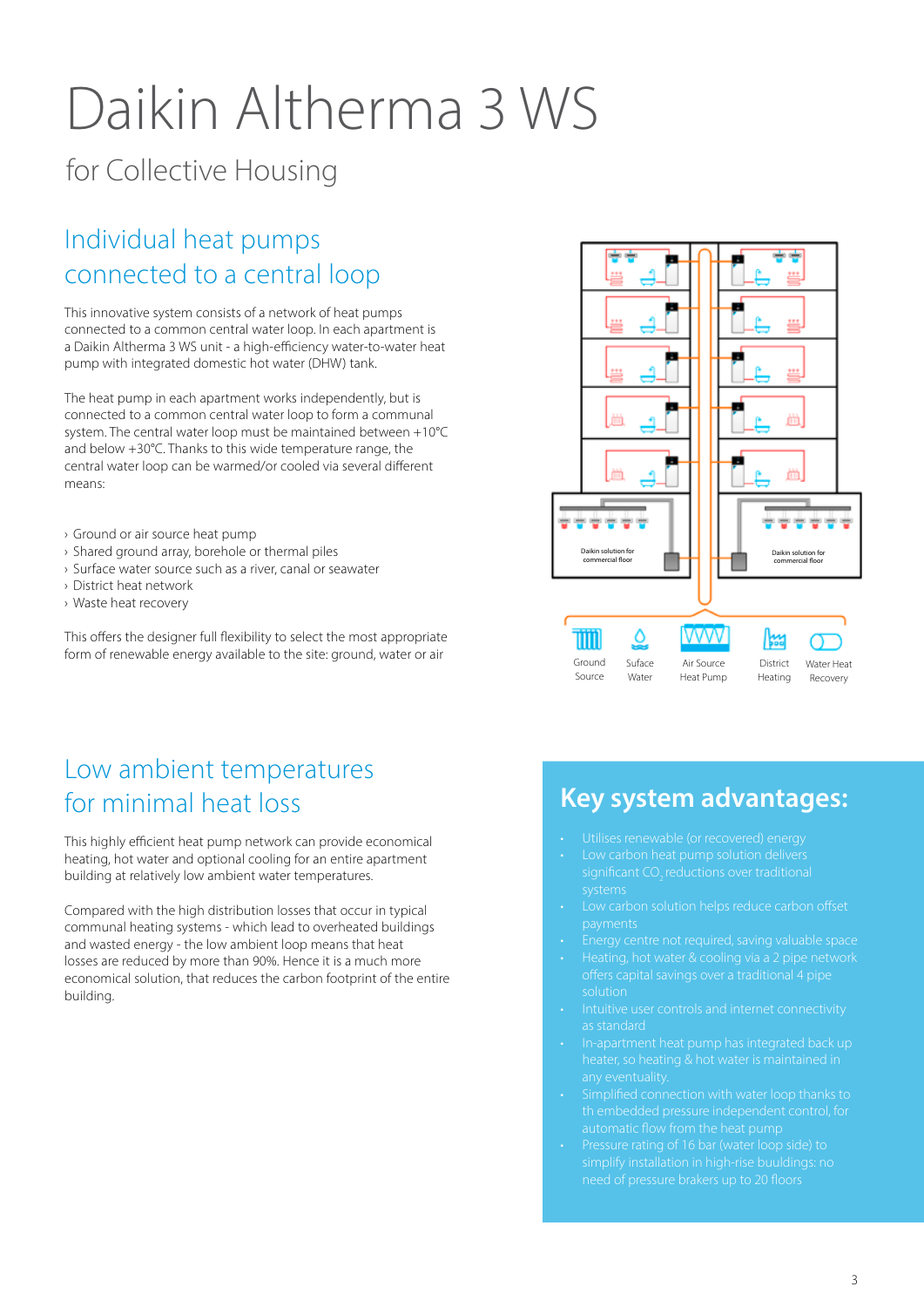# Daikin Altherma 3 WS

## for Collective Housing

### Individual heat pumps connected to a central loop

This innovative system consists of a network of heat pumps connected to a common central water loop. In each apartment is a Daikin Altherma 3 WS unit - a high-efficiency water-to-water heat pump with integrated domestic hot water (DHW) tank.

The heat pump in each apartment works independently, but is connected to a common central water loop to form a communal system. The central water loop must be maintained between +10°C and below +30°C. Thanks to this wide temperature range, the central water loop can be warmed/or cooled via several different means:

- Ground or air source heat pump
- Shared ground array, borehole or thermal piles
- Surface water source such as a river, canal or seawater
- District heat network
- Waste heat recovery

This offers the designer full flexibility to select the most appropriate form of renewable energy available to the site: ground, water or air

Daikin solution for commercial floor

Daikin solution for commercial floor

Ground Source | Suface Water | Air Source Heat Pump | District Heating | Water Heat Recovery

### Low ambient temperatures for minimal heat loss

This highly efficient heat pump network can provide economical heating, hot water and optional cooling for an entire apartment building at relatively low ambient water temperatures.

Compared with the high distribution losses that occur in typical communal heating systems - which lead to overheated buildings and wasted energy - the low ambient loop means that heat losses are reduced by more than 90%. Hence it is a much more economical solution, that reduces the carbon footprint of the entire building.

## Key system advantages:

- Utilises renewable (or recovered) energy
- Low carbon heat pump solution delivers significant $CO_2$ reductions over traditional systems
- Low carbon solution helps reduce carbon offset payments
- Energy centre not required, saving valuable space
- Heating, hot water & cooling via a 2 pipe network offers capital savings over a traditional 4 pipe solution
- Intuitive user controls and internet connectivity as standard
- In-apartment heat pump has integrated back up heater, so heating & hot water is maintained in any eventuality.
- Simplified connection with water loop thanks to th embedded pressure independent control, for automatic flow from the heat pump
- Pressure rating of 16 bar (water loop side) to simplify installation in high-rise buuldings: no need of pressure brakers up to 20 floors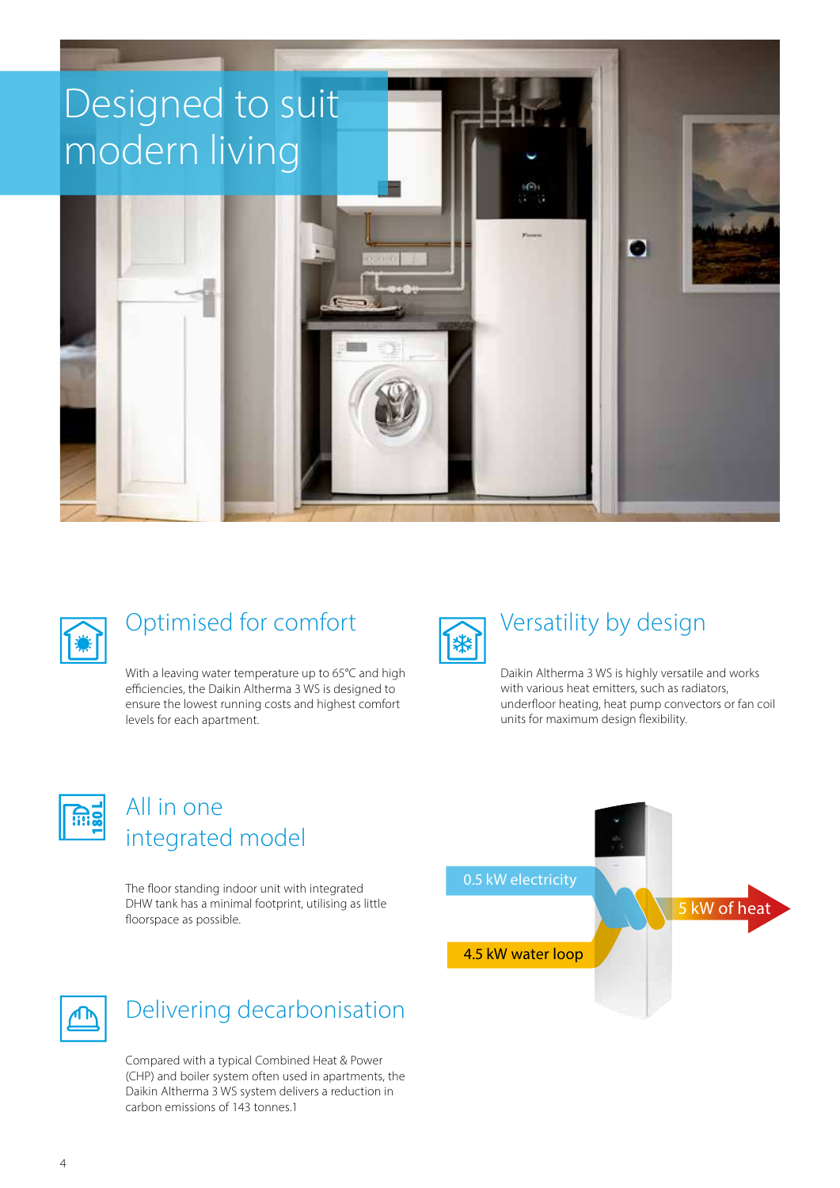# Designed to suit modern living

## Optimised for comfort

With a leaving water temperature up to 65°C and high efficiencies, the Daikin Altherma 3 WS is designed to ensure the lowest running costs and highest comfort levels for each apartment.

## Versatility by design

Daikin Altherma 3 WS is highly versatile and works with various heat emitters, such as radiators, underfloor heating, heat pump convectors or fan coil units for maximum design flexibility.

## All in one integrated model

The floor standing indoor unit with integrated DHW tank has a minimal footprint, utilising as little floorspace as possible.

0.5 kW electricity

4.5 kW water loop

5 kW of heat

## Delivering decarbonisation

Compared with a typical Combined Heat & Power (CHP) and boiler system often used in apartments, the Daikin Altherma 3 WS system delivers a reduction in carbon emissions of 143 tonnes.[1]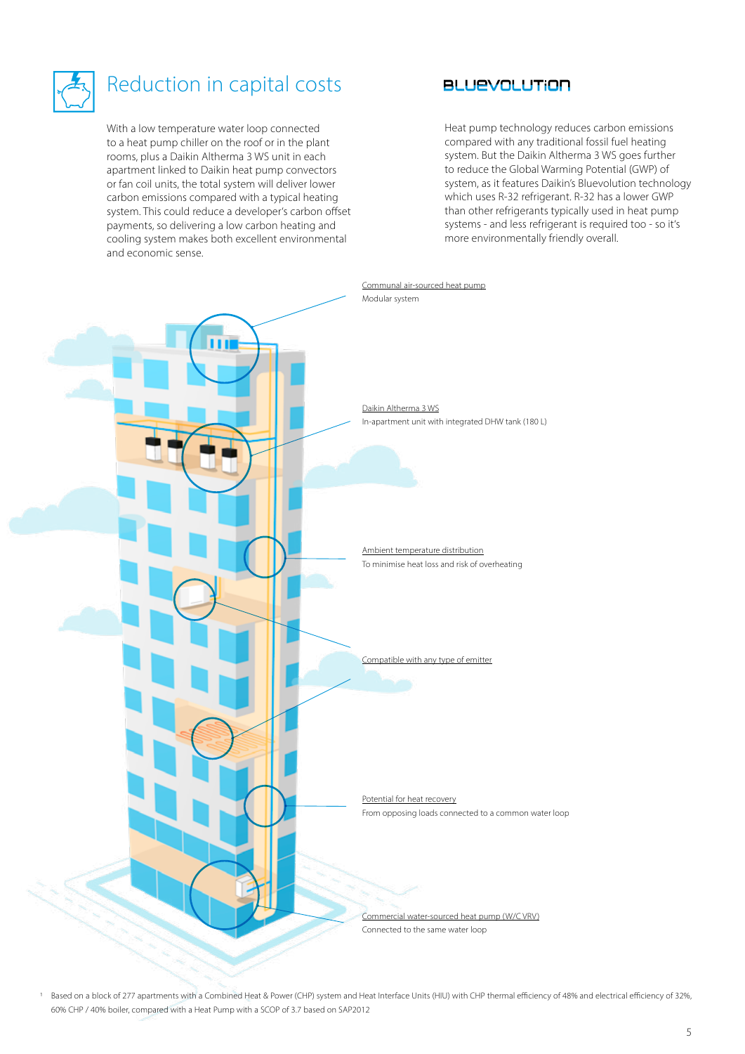# Reduction in capital costs

With a low temperature water loop connected to a heat pump chiller on the roof or in the plant rooms, plus a Daikin Altherma 3 WS unit in each apartment linked to Daikin heat pump convectors or fan coil units, the total system will deliver lower carbon emissions compared with a typical heating system. This could reduce a developer's carbon offset payments, so delivering a low carbon heating and cooling system makes both excellent environmental and economic sense.

## BLUEVOLUTION

Heat pump technology reduces carbon emissions compared with any traditional fossil fuel heating system. But the Daikin Altherma 3 WS goes further to reduce the Global Warming Potential (GWP) of system, as it features Daikin's Bluevolution technology which uses R-32 refrigerant. R-32 has a lower GWP than other refrigerants typically used in heat pump systems - and less refrigerant is required too - so it's more environmentally friendly overall.

Communal air-sourced heat pump
Modular system

Daikin Altherma 3 WS
In-apartment unit with integrated DHW tank (180 L)

Ambient temperature distribution
To minimise heat loss and risk of overheating

Compatible with any type of emitter

Potential for heat recovery
From opposing loads connected to a common water loop

Commercial water-sourced heat pump (W/C VRV)
Connected to the same water loop

[1] Based on a block of 277 apartments with a Combined Heat & Power (CHP) system and Heat Interface Units (HIU) with CHP thermal efficiency of 48% and electrical efficiency of 32%, 60% CHP / 40% boiler, compared with a Heat Pump with a SCOP of 3.7 based on SAP2012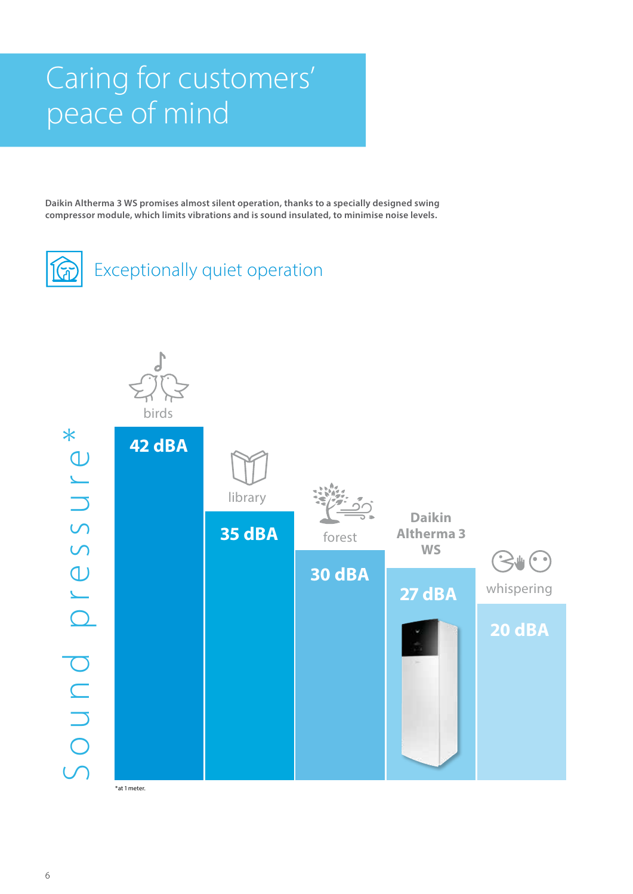# Caring for customers' peace of mind

**Daikin Altherma 3 WS promises almost silent operation, thanks to a specially designed swing compressor module, which limits vibrations and is sound insulated, to minimise noise levels.**

## Exceptionally quiet operation

Sound pressure*

| Source | Sound pressure |
|---|---|
| birds | 42 dBA |
| library | 35 dBA |
| forest | 30 dBA |
| Daikin Altherma 3 WS | 27 dBA |
| whispering | 20 dBA |

*at 1 meter.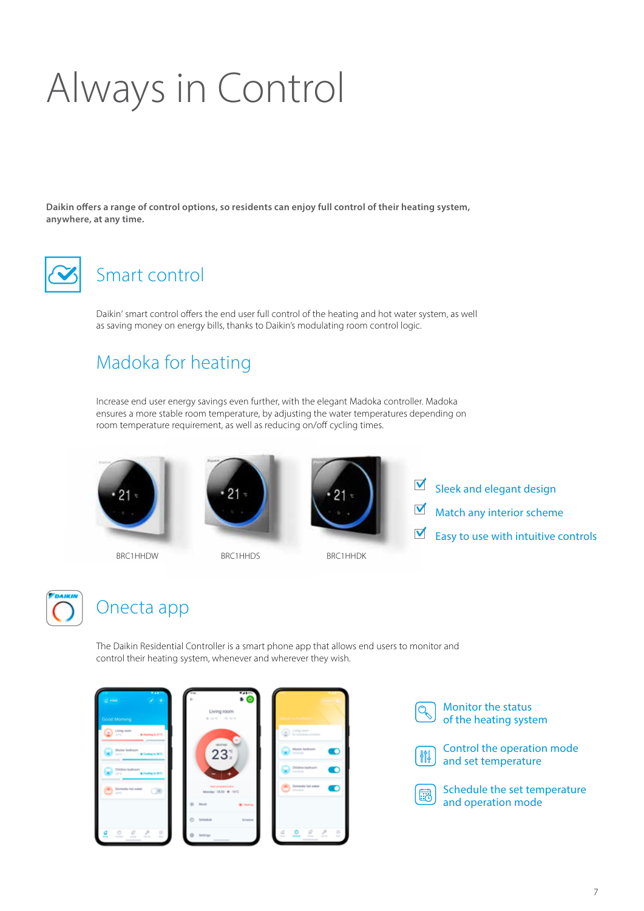# Always in Control

**Daikin offers a range of control options, so residents can enjoy full control of their heating system, anywhere, at any time.**

## Smart control

Daikin' smart control offers the end user full control of the heating and hot water system, as well as saving money on energy bills, thanks to Daikin's modulating room control logic.

## Madoka for heating

Increase end user energy savings even further, with the elegant Madoka controller. Madoka ensures a more stable room temperature, by adjusting the water temperatures depending on room temperature requirement, as well as reducing on/off cycling times.

BRC1HHDW

BRC1HHDS

BRC1HHDK

- Sleek and elegant design
- Match any interior scheme
- Easy to use with intuitive controls

## Onecta app

The Daikin Residential Controller is a smart phone app that allows end users to monitor and control their heating system, whenever and wherever they wish.

- Monitor the status of the heating system
- Control the operation mode and set temperature
- Schedule the set temperature and operation mode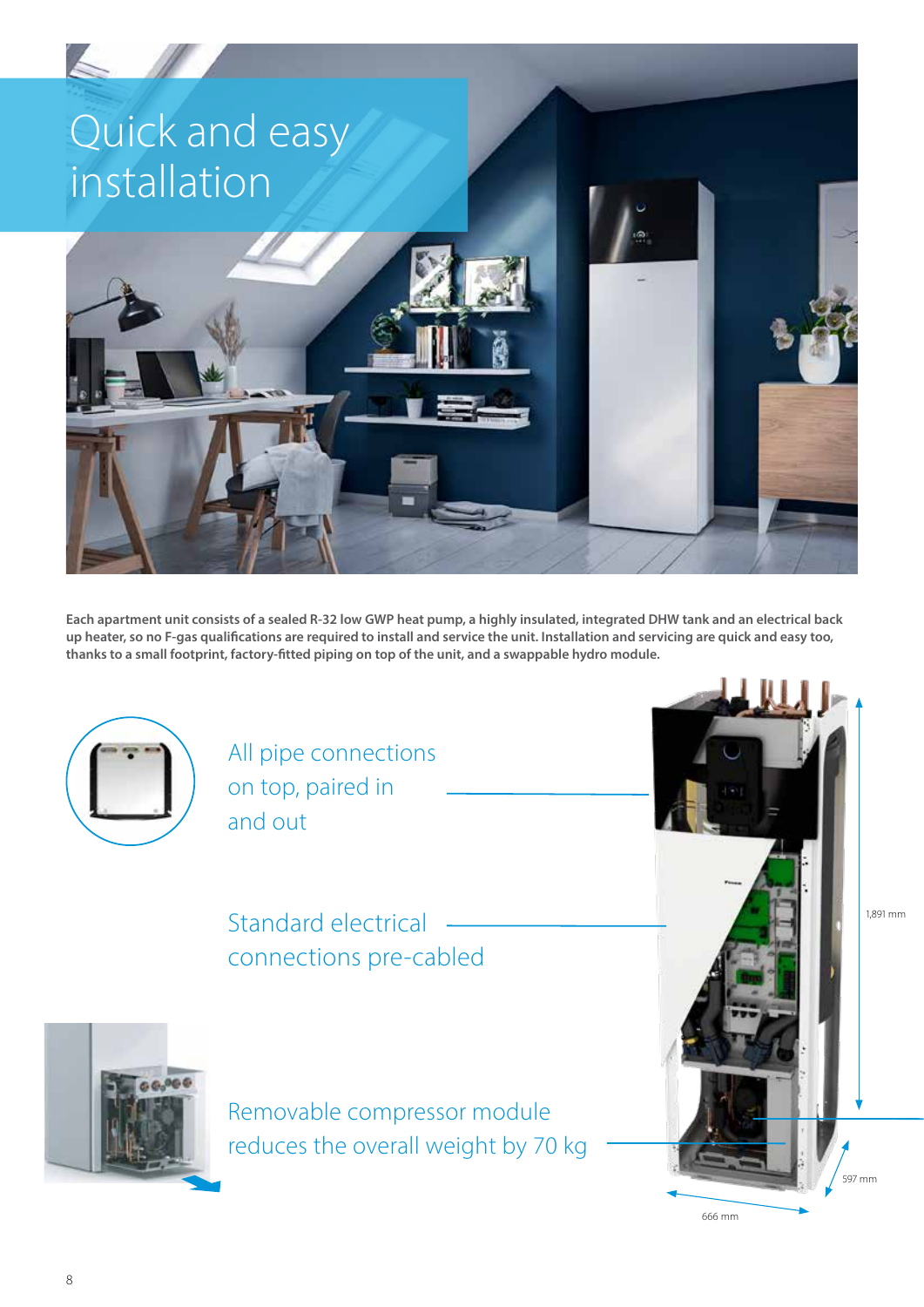# Quick and easy installation

**Each apartment unit consists of a sealed R-32 low GWP heat pump, a highly insulated, integrated DHW tank and an electrical back up heater, so no F-gas qualifications are required to install and service the unit. Installation and servicing are quick and easy too, thanks to a small footprint, factory-fitted piping on top of the unit, and a swappable hydro module.**

All pipe connections on top, paired in and out

Standard electrical connections pre-cabled

Removable compressor module reduces the overall weight by 70 kg

1,891 mm

597 mm

666 mm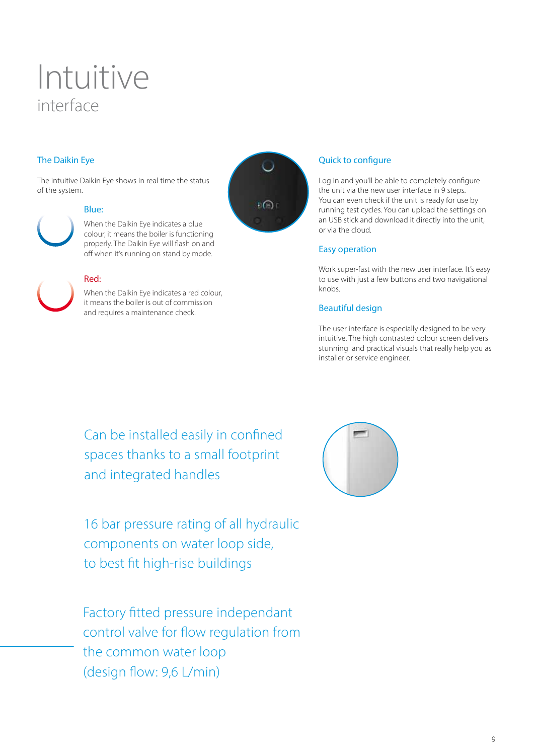# Intuitive
## interface

### The Daikin Eye

The intuitive Daikin Eye shows in real time the status of the system.

#### Blue:

When the Daikin Eye indicates a blue colour, it means the boiler is functioning properly. The Daikin Eye will flash on and off when it's running on stand by mode.

#### Red:

When the Daikin Eye indicates a red colour, it means the boiler is out of commission and requires a maintenance check.

### Quick to configure

Log in and you'll be able to completely configure the unit via the new user interface in 9 steps. You can even check if the unit is ready for use by running test cycles. You can upload the settings on an USB stick and download it directly into the unit, or via the cloud.

### Easy operation

Work super-fast with the new user interface. It's easy to use with just a few buttons and two navigational knobs.

### Beautiful design

The user interface is especially designed to be very intuitive. The high contrasted colour screen delivers stunning and practical visuals that really help you as installer or service engineer.

Can be installed easily in confined spaces thanks to a small footprint and integrated handles

16 bar pressure rating of all hydraulic components on water loop side, to best fit high-rise buildings

Factory fitted pressure independant control valve for flow regulation from the common water loop (design flow: 9,6 L/min)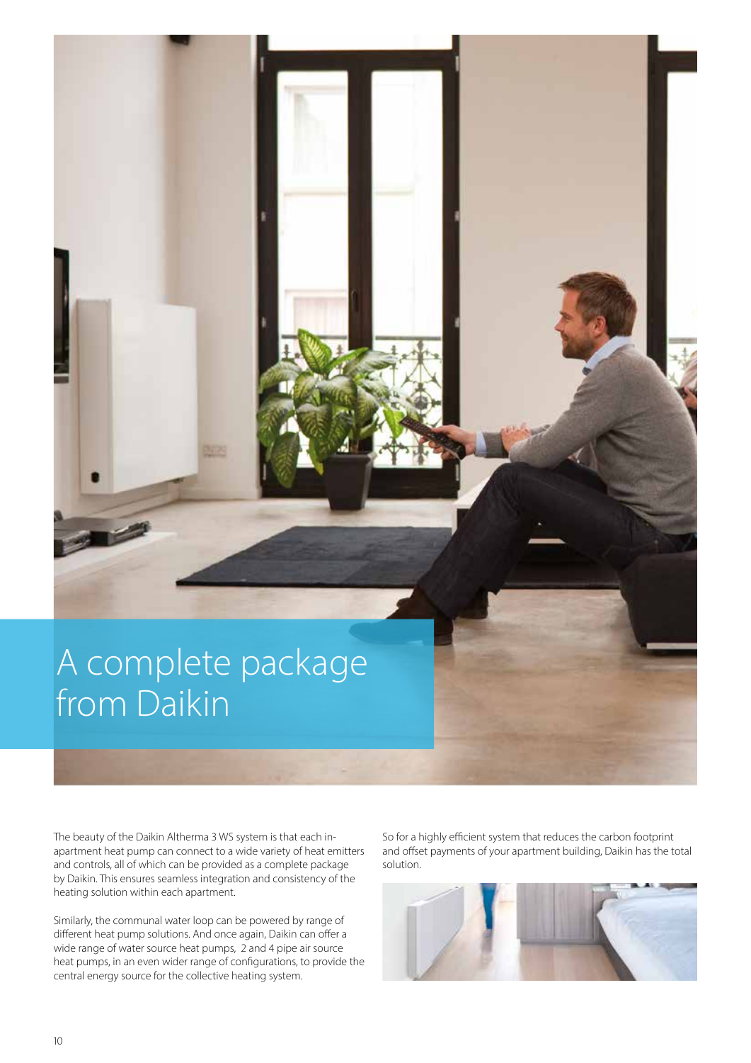# A complete package from Daikin

The beauty of the Daikin Altherma 3 WS system is that each in-apartment heat pump can connect to a wide variety of heat emitters and controls, all of which can be provided as a complete package by Daikin. This ensures seamless integration and consistency of the heating solution within each apartment.

Similarly, the communal water loop can be powered by range of different heat pump solutions. And once again, Daikin can offer a wide range of water source heat pumps, 2 and 4 pipe air source heat pumps, in an even wider range of configurations, to provide the central energy source for the collective heating system.

So for a highly efficient system that reduces the carbon footprint and offset payments of your apartment building, Daikin has the total solution.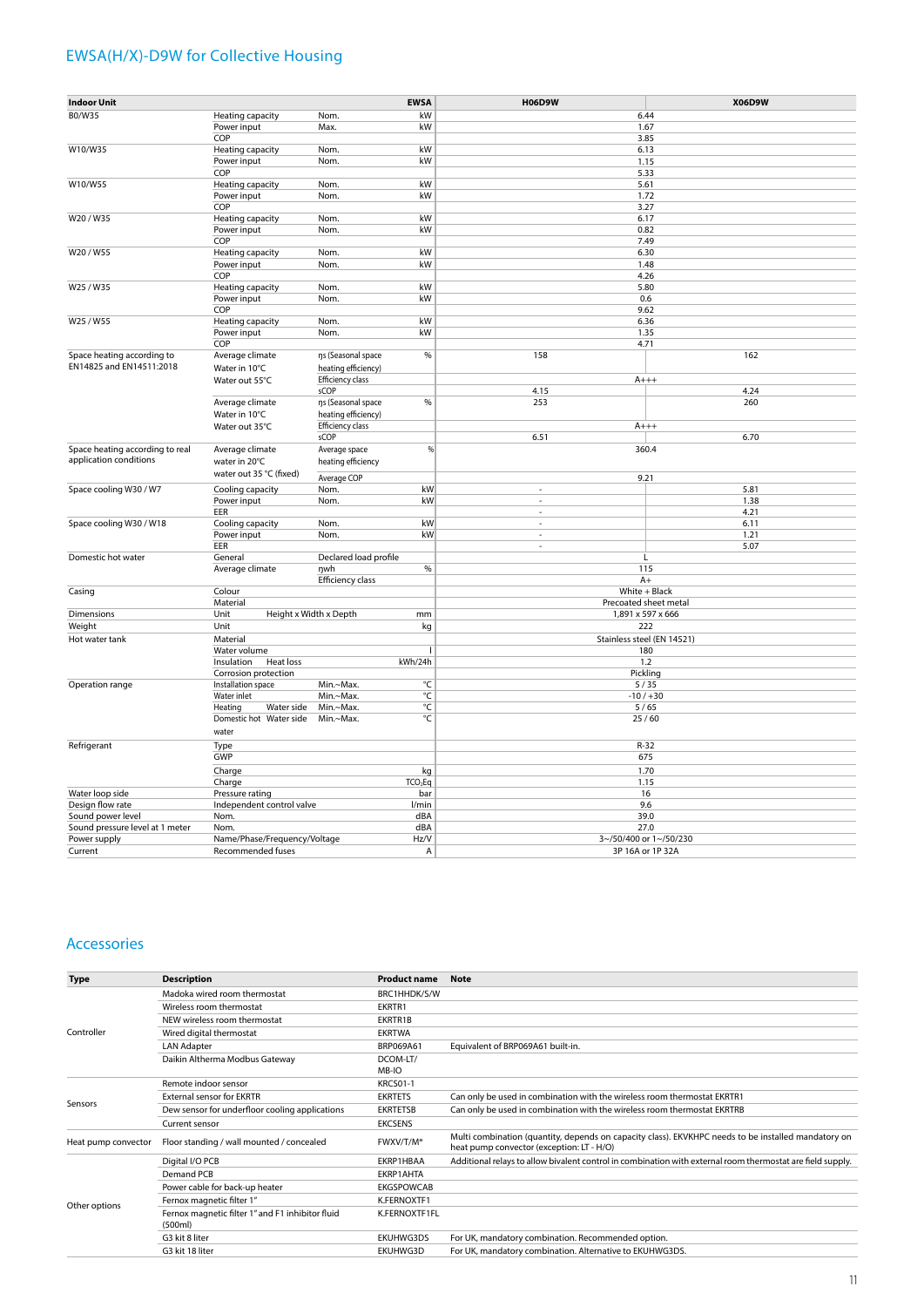## EWSA(H/X)-D9W for Collective Housing

| Indoor Unit | | | EWSA | H06D9W | X06D9W |
|---|---|---|---|---|---|
| B0/W35 | Heating capacity | Nom. | kW | 6.44 | |
| | Power input | Max. | kW | 1.67 | |
| | COP | | | 3.85 | |
| W10/W35 | Heating capacity | Nom. | kW | 6.13 | |
| | Power input | Nom. | kW | 1.15 | |
| | COP | | | 5.33 | |
| W10/W55 | Heating capacity | Nom. | kW | 5.61 | |
| | Power input | Nom. | kW | 1.72 | |
| | COP | | | 3.27 | |
| W20 / W35 | Heating capacity | Nom. | kW | 6.17 | |
| | Power input | Nom. | kW | 0.82 | |
| | COP | | | 7.49 | |
| W20 / W55 | Heating capacity | Nom. | kW | 6.30 | |
| | Power input | Nom. | kW | 1.48 | |
| | COP | | | 4.26 | |
| W25 / W35 | Heating capacity | Nom. | kW | 5.80 | |
| | Power input | Nom. | kW | 0.6 | |
| | COP | | | 9.62 | |
| W25 / W55 | Heating capacity | Nom. | kW | 6.36 | |
| | Power input | Nom. | kW | 1.35 | |
| | COP | | | 4.71 | |
| Space heating according to EN14825 and EN14511:2018 | Average climate Water in 10°C Water out 55°C | ηs (Seasonal space heating efficiency) | % | 158 | 162 |
| | | Efficiency class | | A+++ | |
| | | sCOP | | 4.15 | 4.24 |
| | Average climate Water in 10°C Water out 35°C | ηs (Seasonal space heating efficiency) | % | 253 | 260 |
| | | Efficiency class | | A+++ | |
| | | sCOP | | 6.51 | 6.70 |
| Space heating according to real application conditions | Average climate water in 20°C water out 35 °C (fixed) | Average space heating efficiency | % | 360.4 | |
| | | Average COP | | 9.21 | |
| Space cooling W30 / W7 | Cooling capacity | Nom. | kW | - | 5.81 |
| | Power input | Nom. | kW | - | 1.38 |
| | EER | | | - | 4.21 |
| Space cooling W30 / W18 | Cooling capacity | Nom. | kW | - | 6.11 |
| | Power input | Nom. | kW | - | 1.21 |
| | EER | | | - | 5.07 |
| Domestic hot water | General | Declared load profile | | L | |
| | Average climate | ηwh | % | 115 | |
| | | Efficiency class | | A+ | |
| Casing | Colour | | | White + Black | |
| | Material | | | Precoated sheet metal | |
| Dimensions | Unit | Height x Width x Depth | mm | 1,891 x 597 x 666 | |
| Weight | Unit | | kg | 222 | |
| Hot water tank | Material | | | Stainless steel (EN 14521) | |
| | Water volume | | l | 180 | |
| | Insulation Heat loss | | kWh/24h | 1.2 | |
| | Corrosion protection | | | Pickling | |
| Operation range | Installation space | Min.~Max. | °C | 5 / 35 | |
| | Water inlet | Min.~Max. | °C | -10 / +30 | |
| | Heating Water side | Min.~Max. | °C | 5 / 65 | |
| | Domestic hot water Water side | Min.~Max. | °C | 25 / 60 | |
| Refrigerant | Type | | | R-32 | |
| | GWP | | | 675 | |
| | Charge | | kg | 1.70 | |
| | Charge | | $TCO_2Eq$ | 1.15 | |
| Water loop side | Pressure rating | | bar | 16 | |
| Design flow rate | Independent control valve | | l/min | 9.6 | |
| Sound power level | Nom. | | dBA | 39.0 | |
| Sound pressure level at 1 meter | Nom. | | dBA | 27.0 | |
| Power supply | Name/Phase/Frequency/Voltage | | Hz/V | 3~/50/400 or 1~/50/230 | |
| Current | Recommended fuses | | A | 3P 16A or 1P 32A | |

## Accessories

| Type | Description | Product name | Note |
|---|---|---|---|
| Controller | Madoka wired room thermostat | BRC1HHDK/S/W | |
| | Wireless room thermostat | EKRTR1 | |
| | NEW wireless room thermostat | EKRTR1B | |
| | Wired digital thermostat | EKRTWA | |
| | LAN Adapter | BRP069A61 | Equivalent of BRP069A61 built-in. |
| | Daikin Altherma Modbus Gateway | DCOM-LT/ MB-IO | |
| Sensors | Remote indoor sensor | KRCS01-1 | |
| | External sensor for EKRTR | EKRTETS | Can only be used in combination with the wireless room thermostat EKRTR1 |
| | Dew sensor for underfloor cooling applications | EKRTETSB | Can only be used in combination with the wireless room thermostat EKRTRB |
| | Current sensor | EKCSENS | |
| Heat pump convector | Floor standing / wall mounted / concealed | FWXV/T/M* | Multi combination (quantity, depends on capacity class). EKVKHPC needs to be installed mandatory on heat pump convector (exception: LT - H/O) |
| Other options | Digital I/O PCB | EKRP1HBAA | Additional relays to allow bivalent control in combination with external room thermostat are field supply. |
| | Demand PCB | EKRP1AHTA | |
| | Power cable for back-up heater | EKGSPOWCAB | |
| | Fernox magnetic filter 1" | K.FERNOXTF1 | |
| | Fernox magnetic filter 1" and F1 inhibitor fluid (500ml) | K.FERNOXTF1FL | |
| | G3 kit 8 liter | EKUHWG3DS | For UK, mandatory combination. Recommended option. |
| | G3 kit 18 liter | EKUHWG3D | For UK, mandatory combination. Alternative to EKUHWG3DS. |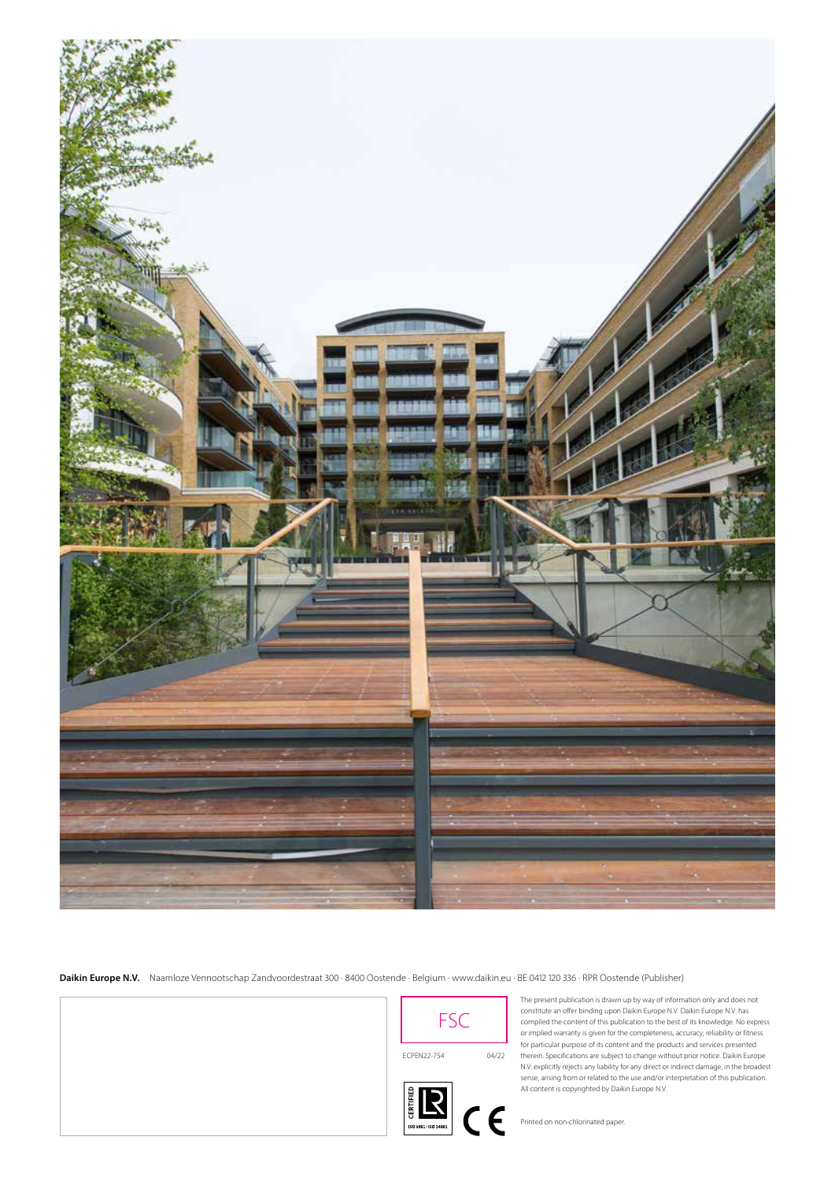**Daikin Europe N.V.** Naamloze Vennootschap Zandvoordestraat 300 · 8400 Oostende · Belgium · www.daikin.eu · BE 0412 120 336 · RPR Oostende (Publisher)

FSC

ECPEN22-754 04/22

The present publication is drawn up by way of information only and does not constitute an offer binding upon Daikin Europe N.V. Daikin Europe N.V. has compiled the content of this publication to the best of its knowledge. No express or implied warranty is given for the completeness, accuracy, reliability or fitness for particular purpose of its content and the products and services presented therein. Specifications are subject to change without prior notice. Daikin Europe N.V. explicitly rejects any liability for any direct or indirect damage, in the broadest sense, arising from or related to the use and/or interpretation of this publication. All content is copyrighted by Daikin Europe N.V.

CERTIFIED ISO 9001 · ISO 14001

Printed on non-chlorinated paper.